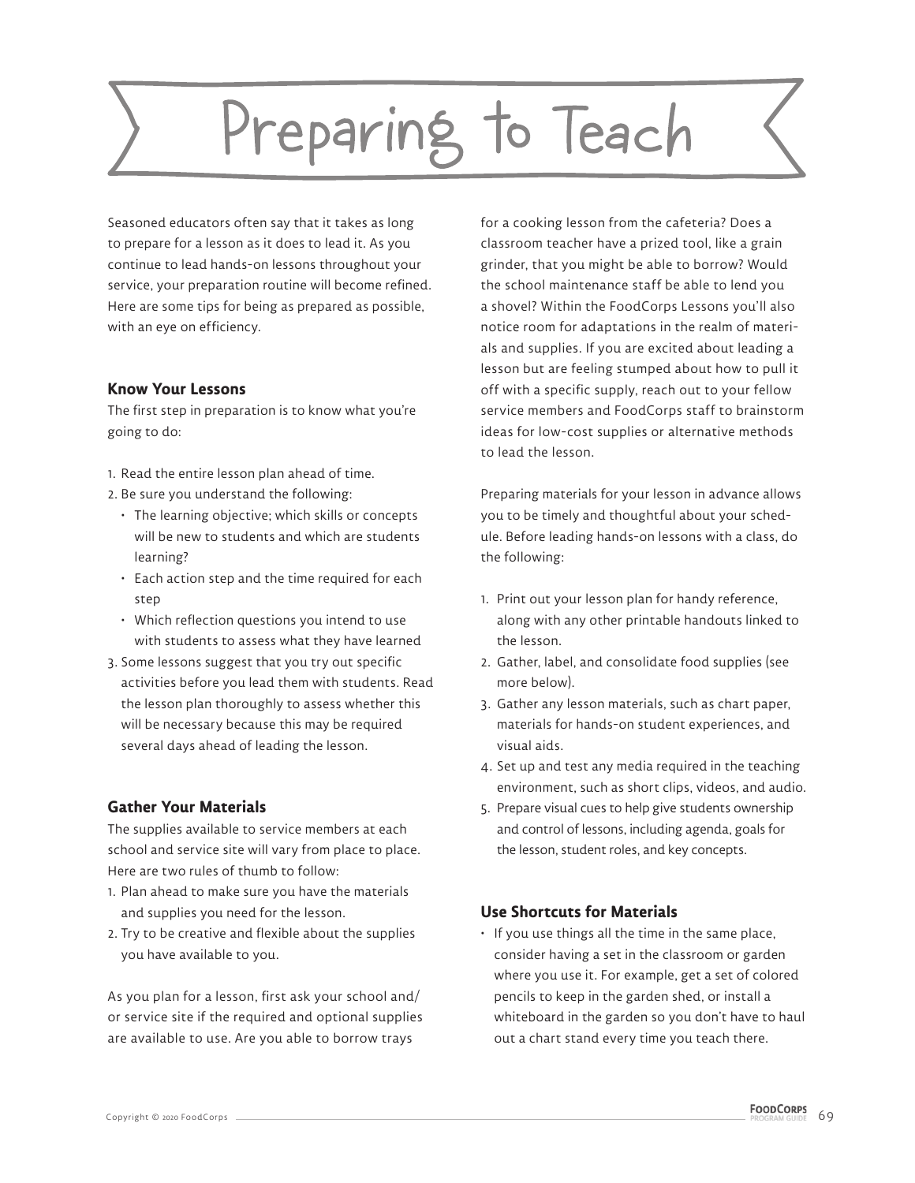# Preparing to Teach

Seasoned educators often say that it takes as long to prepare for a lesson as it does to lead it. As you continue to lead hands-on lessons throughout your service, your preparation routine will become refined. Here are some tips for being as prepared as possible, with an eye on efficiency.

### Know Your Lessons

The first step in preparation is to know what you're going to do:

1. Read the entire lesson plan ahead of time.
2. Be sure you understand the following:
   - The learning objective; which skills or concepts will be new to students and which are students learning?
   - Each action step and the time required for each step
   - Which reflection questions you intend to use with students to assess what they have learned
3. Some lessons suggest that you try out specific activities before you lead them with students. Read the lesson plan thoroughly to assess whether this will be necessary because this may be required several days ahead of leading the lesson.

### Gather Your Materials

The supplies available to service members at each school and service site will vary from place to place. Here are two rules of thumb to follow:

1. Plan ahead to make sure you have the materials and supplies you need for the lesson.
2. Try to be creative and flexible about the supplies you have available to you.

As you plan for a lesson, first ask your school and/or service site if the required and optional supplies are available to use. Are you able to borrow trays for a cooking lesson from the cafeteria? Does a classroom teacher have a prized tool, like a grain grinder, that you might be able to borrow? Would the school maintenance staff be able to lend you a shovel? Within the FoodCorps Lessons you'll also notice room for adaptations in the realm of materials and supplies. If you are excited about leading a lesson but are feeling stumped about how to pull it off with a specific supply, reach out to your fellow service members and FoodCorps staff to brainstorm ideas for low-cost supplies or alternative methods to lead the lesson.

Preparing materials for your lesson in advance allows you to be timely and thoughtful about your schedule. Before leading hands-on lessons with a class, do the following:

1. Print out your lesson plan for handy reference, along with any other printable handouts linked to the lesson.
2. Gather, label, and consolidate food supplies (see more below).
3. Gather any lesson materials, such as chart paper, materials for hands-on student experiences, and visual aids.
4. Set up and test any media required in the teaching environment, such as short clips, videos, and audio.
5. Prepare visual cues to help give students ownership and control of lessons, including agenda, goals for the lesson, student roles, and key concepts.

### Use Shortcuts for Materials

- If you use things all the time in the same place, consider having a set in the classroom or garden where you use it. For example, get a set of colored pencils to keep in the garden shed, or install a whiteboard in the garden so you don't have to haul out a chart stand every time you teach there.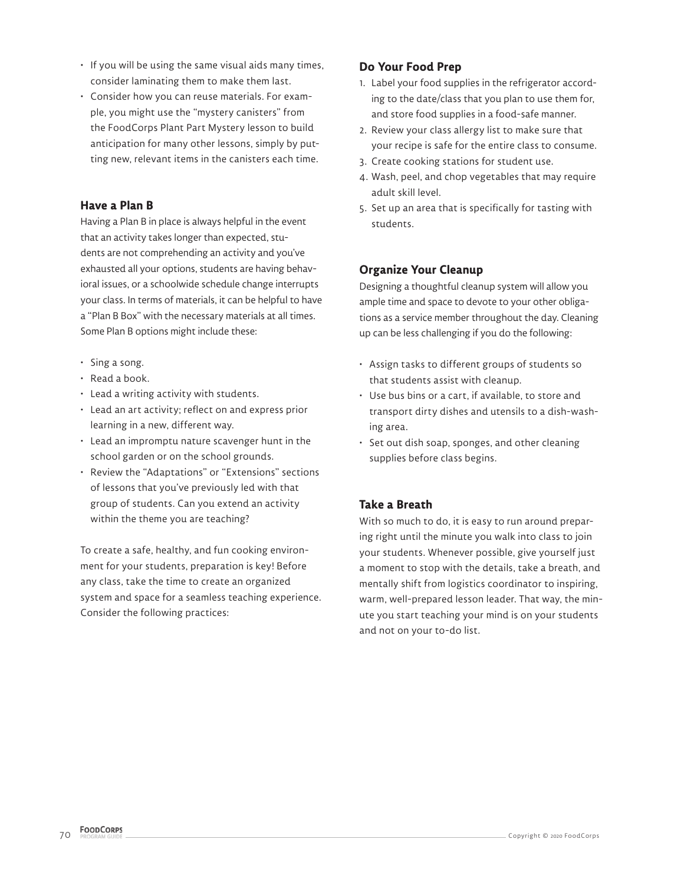- If you will be using the same visual aids many times, consider laminating them to make them last.
- Consider how you can reuse materials. For example, you might use the "mystery canisters" from the FoodCorps Plant Part Mystery lesson to build anticipation for many other lessons, simply by putting new, relevant items in the canisters each time.

### Have a Plan B

Having a Plan B in place is always helpful in the event that an activity takes longer than expected, students are not comprehending an activity and you've exhausted all your options, students are having behavioral issues, or a schoolwide schedule change interrupts your class. In terms of materials, it can be helpful to have a "Plan B Box" with the necessary materials at all times. Some Plan B options might include these:

- Sing a song.
- Read a book.
- Lead a writing activity with students.
- Lead an art activity; reflect on and express prior learning in a new, different way.
- Lead an impromptu nature scavenger hunt in the school garden or on the school grounds.
- Review the "Adaptations" or "Extensions" sections of lessons that you've previously led with that group of students. Can you extend an activity within the theme you are teaching?

To create a safe, healthy, and fun cooking environment for your students, preparation is key! Before any class, take the time to create an organized system and space for a seamless teaching experience. Consider the following practices:

### Do Your Food Prep

1. Label your food supplies in the refrigerator according to the date/class that you plan to use them for, and store food supplies in a food-safe manner.
2. Review your class allergy list to make sure that your recipe is safe for the entire class to consume.
3. Create cooking stations for student use.
4. Wash, peel, and chop vegetables that may require adult skill level.
5. Set up an area that is specifically for tasting with students.

### Organize Your Cleanup

Designing a thoughtful cleanup system will allow you ample time and space to devote to your other obligations as a service member throughout the day. Cleaning up can be less challenging if you do the following:

- Assign tasks to different groups of students so that students assist with cleanup.
- Use bus bins or a cart, if available, to store and transport dirty dishes and utensils to a dish-washing area.
- Set out dish soap, sponges, and other cleaning supplies before class begins.

### Take a Breath

With so much to do, it is easy to run around preparing right until the minute you walk into class to join your students. Whenever possible, give yourself just a moment to stop with the details, take a breath, and mentally shift from logistics coordinator to inspiring, warm, well-prepared lesson leader. That way, the minute you start teaching your mind is on your students and not on your to-do list.